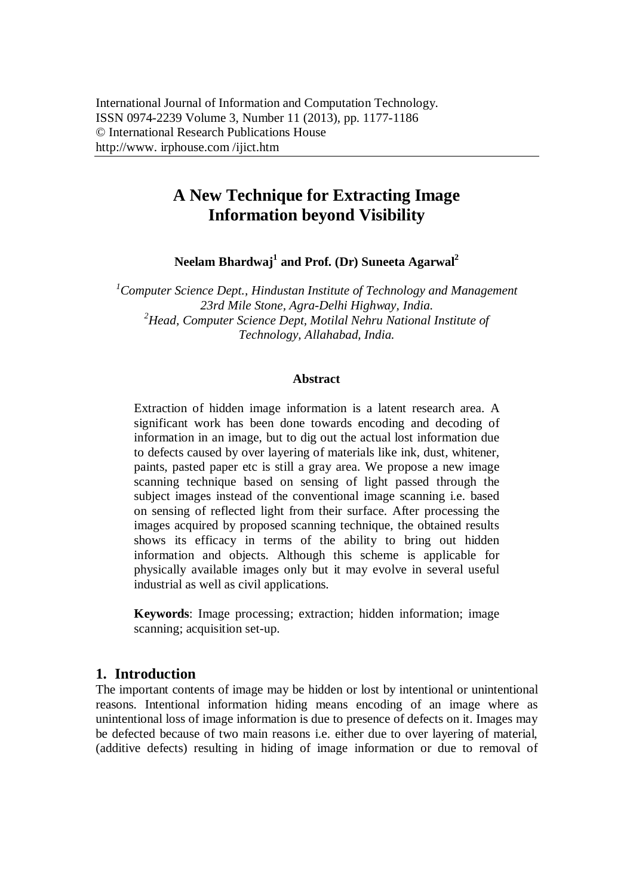# A New Technique for Extracting Image Information beyond Visibility

**Neelam Bhardwaj[1] and Prof. (Dr) Suneeta Agarwal[2]**

*[1]Computer Science Dept., Hindustan Institute of Technology and Management 23rd Mile Stone, Agra-Delhi Highway, India.*
*[2]Head, Computer Science Dept, Motilal Nehru National Institute of Technology, Allahabad, India.*

### Abstract

Extraction of hidden image information is a latent research area. A significant work has been done towards encoding and decoding of information in an image, but to dig out the actual lost information due to defects caused by over layering of materials like ink, dust, whitener, paints, pasted paper etc is still a gray area. We propose a new image scanning technique based on sensing of light passed through the subject images instead of the conventional image scanning i.e. based on sensing of reflected light from their surface. After processing the images acquired by proposed scanning technique, the obtained results shows its efficacy in terms of the ability to bring out hidden information and objects. Although this scheme is applicable for physically available images only but it may evolve in several useful industrial as well as civil applications.

**Keywords**: Image processing; extraction; hidden information; image scanning; acquisition set-up.

## 1. Introduction

The important contents of image may be hidden or lost by intentional or unintentional reasons. Intentional information hiding means encoding of an image where as unintentional loss of image information is due to presence of defects on it. Images may be defected because of two main reasons i.e. either due to over layering of material, (additive defects) resulting in hiding of image information or due to removal of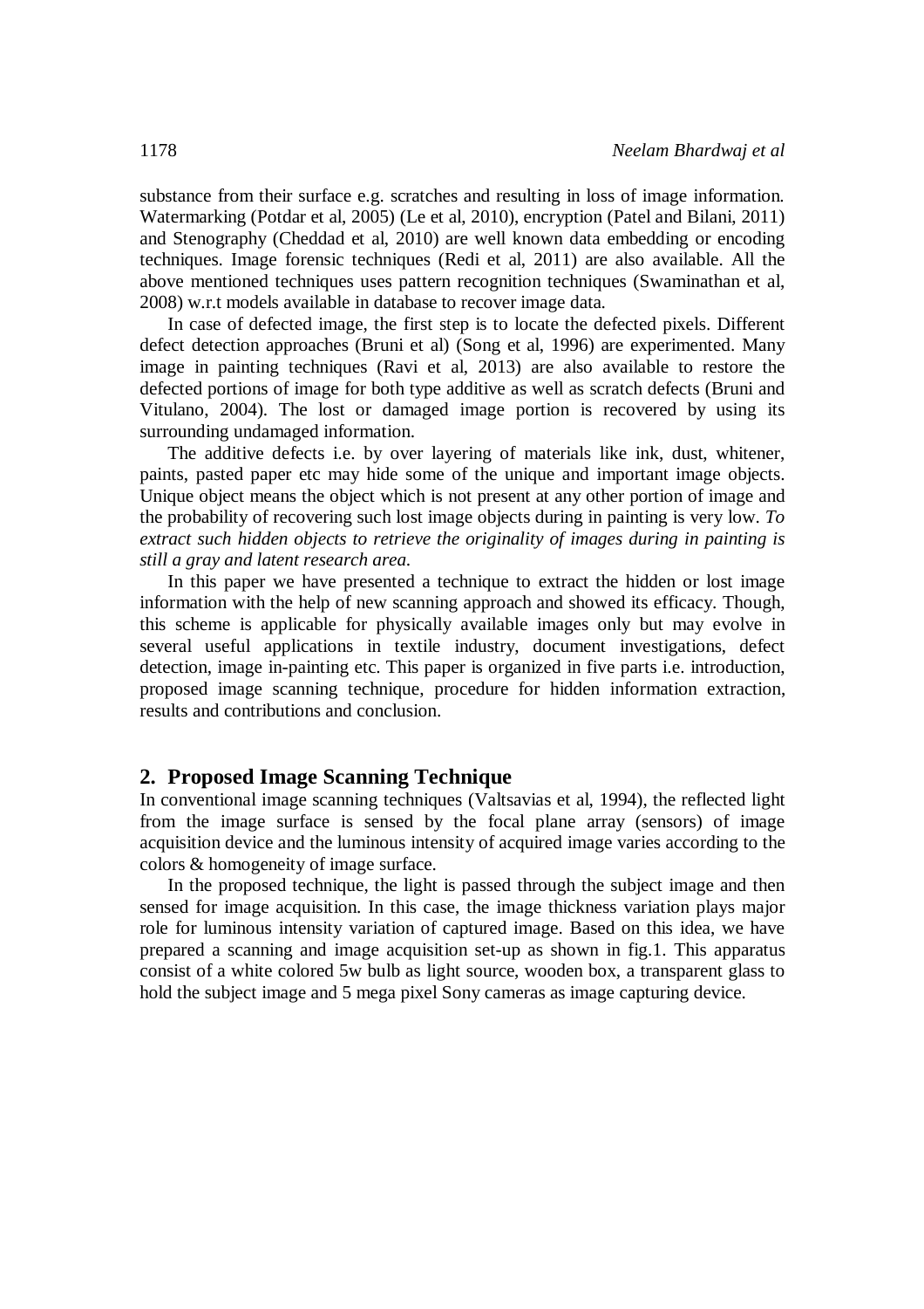substance from their surface e.g. scratches and resulting in loss of image information. Watermarking (Potdar et al, 2005) (Le et al, 2010), encryption (Patel and Bilani, 2011) and Stenography (Cheddad et al, 2010) are well known data embedding or encoding techniques. Image forensic techniques (Redi et al, 2011) are also available. All the above mentioned techniques uses pattern recognition techniques (Swaminathan et al, 2008) w.r.t models available in database to recover image data.

In case of defected image, the first step is to locate the defected pixels. Different defect detection approaches (Bruni et al) (Song et al, 1996) are experimented. Many image in painting techniques (Ravi et al, 2013) are also available to restore the defected portions of image for both type additive as well as scratch defects (Bruni and Vitulano, 2004). The lost or damaged image portion is recovered by using its surrounding undamaged information.

The additive defects i.e. by over layering of materials like ink, dust, whitener, paints, pasted paper etc may hide some of the unique and important image objects. Unique object means the object which is not present at any other portion of image and the probability of recovering such lost image objects during in painting is very low. *To extract such hidden objects to retrieve the originality of images during in painting is still a gray and latent research area.*

In this paper we have presented a technique to extract the hidden or lost image information with the help of new scanning approach and showed its efficacy. Though, this scheme is applicable for physically available images only but may evolve in several useful applications in textile industry, document investigations, defect detection, image in-painting etc. This paper is organized in five parts i.e. introduction, proposed image scanning technique, procedure for hidden information extraction, results and contributions and conclusion.

## 2. Proposed Image Scanning Technique

In conventional image scanning techniques (Valtsavias et al, 1994), the reflected light from the image surface is sensed by the focal plane array (sensors) of image acquisition device and the luminous intensity of acquired image varies according to the colors & homogeneity of image surface.

In the proposed technique, the light is passed through the subject image and then sensed for image acquisition. In this case, the image thickness variation plays major role for luminous intensity variation of captured image. Based on this idea, we have prepared a scanning and image acquisition set-up as shown in fig.1. This apparatus consist of a white colored 5w bulb as light source, wooden box, a transparent glass to hold the subject image and 5 mega pixel Sony cameras as image capturing device.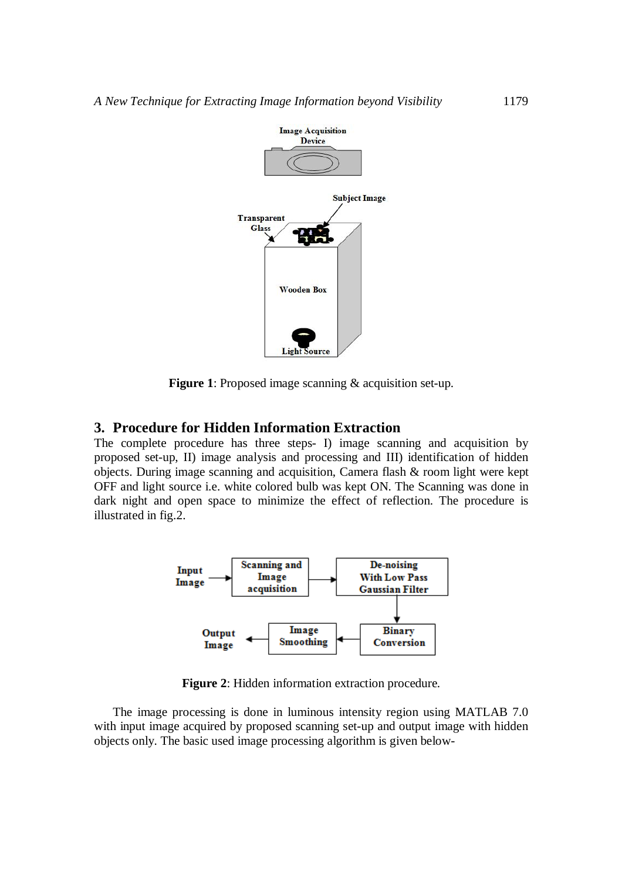Figure 1: Proposed image scanning & acquisition set-up.

## 3. Procedure for Hidden Information Extraction

The complete procedure has three steps- I) image scanning and acquisition by proposed set-up, II) image analysis and processing and III) identification of hidden objects. During image scanning and acquisition, Camera flash & room light were kept OFF and light source i.e. white colored bulb was kept ON. The Scanning was done in dark night and open space to minimize the effect of reflection. The procedure is illustrated in fig.2.

**Figure 2**: Hidden information extraction procedure.

The image processing is done in luminous intensity region using MATLAB 7.0 with input image acquired by proposed scanning set-up and output image with hidden objects only. The basic used image processing algorithm is given below-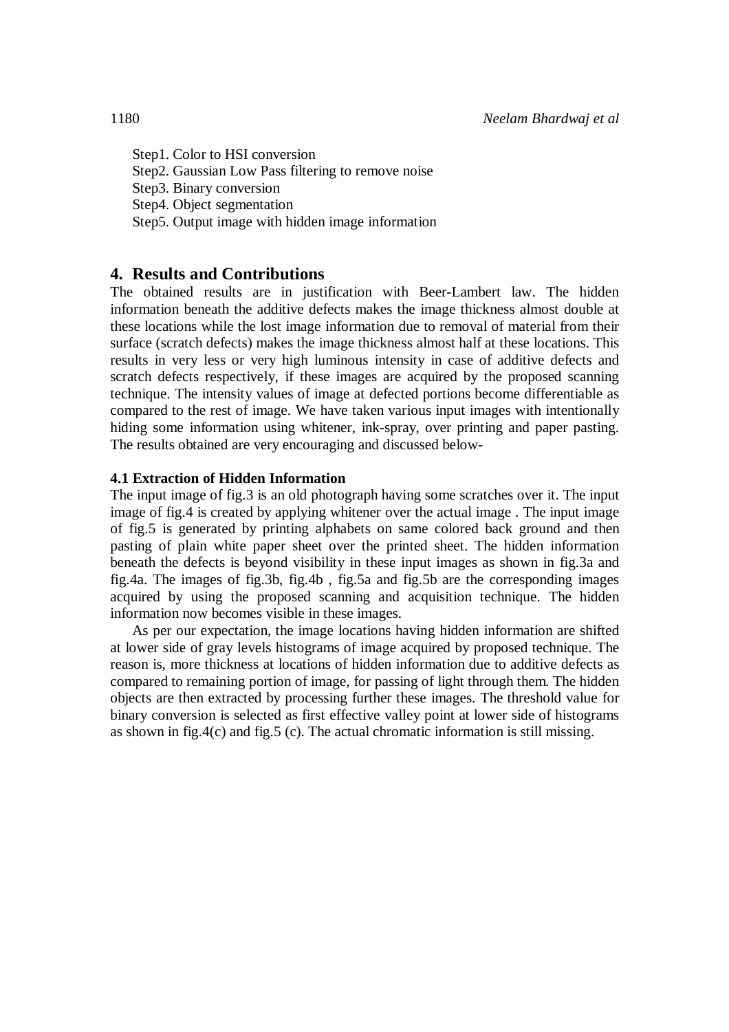Step1. Color to HSI conversion  
Step2. Gaussian Low Pass filtering to remove noise  
Step3. Binary conversion  
Step4. Object segmentation  
Step5. Output image with hidden image information

## 4. Results and Contributions

The obtained results are in justification with Beer-Lambert law. The hidden information beneath the additive defects makes the image thickness almost double at these locations while the lost image information due to removal of material from their surface (scratch defects) makes the image thickness almost half at these locations. This results in very less or very high luminous intensity in case of additive defects and scratch defects respectively, if these images are acquired by the proposed scanning technique. The intensity values of image at defected portions become differentiable as compared to the rest of image. We have taken various input images with intentionally hiding some information using whitener, ink-spray, over printing and paper pasting. The results obtained are very encouraging and discussed below-

### 4.1 Extraction of Hidden Information

The input image of fig.3 is an old photograph having some scratches over it. The input image of fig.4 is created by applying whitener over the actual image . The input image of fig.5 is generated by printing alphabets on same colored back ground and then pasting of plain white paper sheet over the printed sheet. The hidden information beneath the defects is beyond visibility in these input images as shown in fig.3a and fig.4a. The images of fig.3b, fig.4b , fig.5a and fig.5b are the corresponding images acquired by using the proposed scanning and acquisition technique. The hidden information now becomes visible in these images.

As per our expectation, the image locations having hidden information are shifted at lower side of gray levels histograms of image acquired by proposed technique. The reason is, more thickness at locations of hidden information due to additive defects as compared to remaining portion of image, for passing of light through them. The hidden objects are then extracted by processing further these images. The threshold value for binary conversion is selected as first effective valley point at lower side of histograms as shown in fig.4(c) and fig.5 (c). The actual chromatic information is still missing.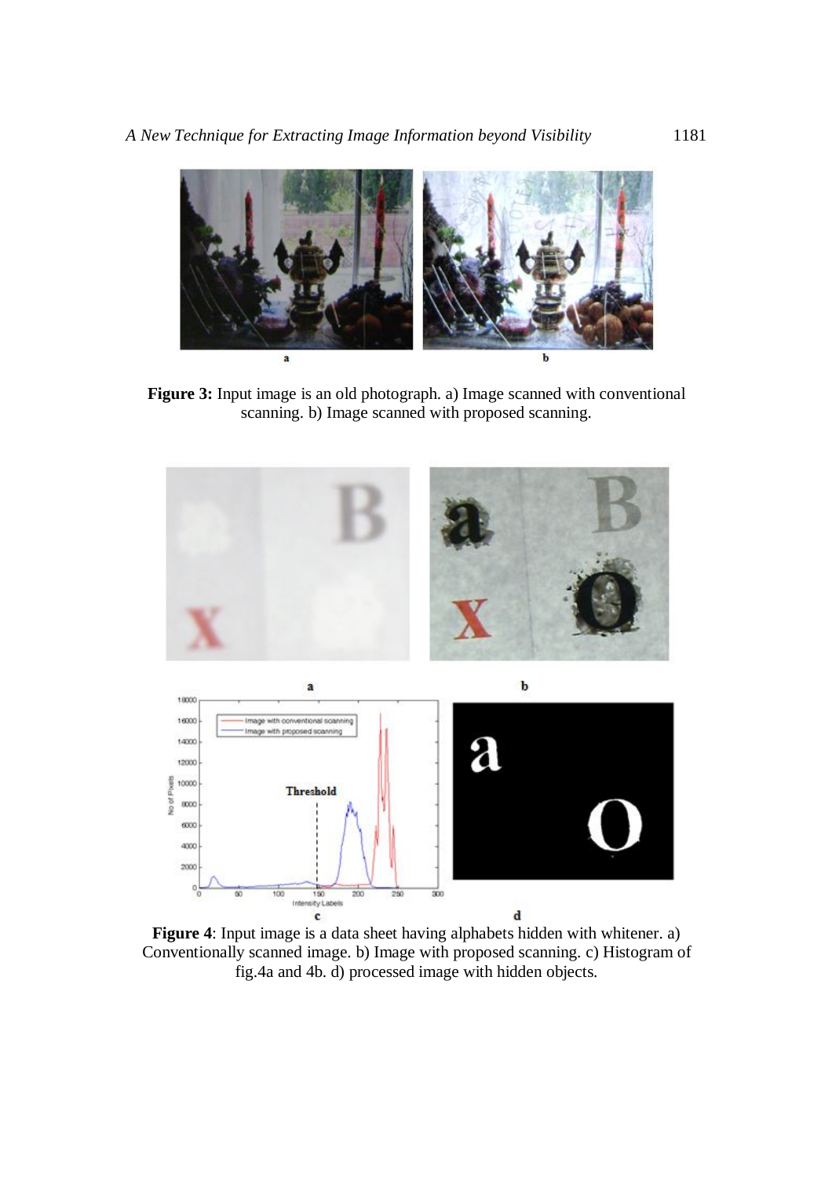**Figure 3:** Input image is an old photograph. a) Image scanned with conventional scanning. b) Image scanned with proposed scanning.

**Figure 4**: Input image is a data sheet having alphabets hidden with whitener. a) Conventionally scanned image. b) Image with proposed scanning. c) Histogram of fig.4a and 4b. d) processed image with hidden objects.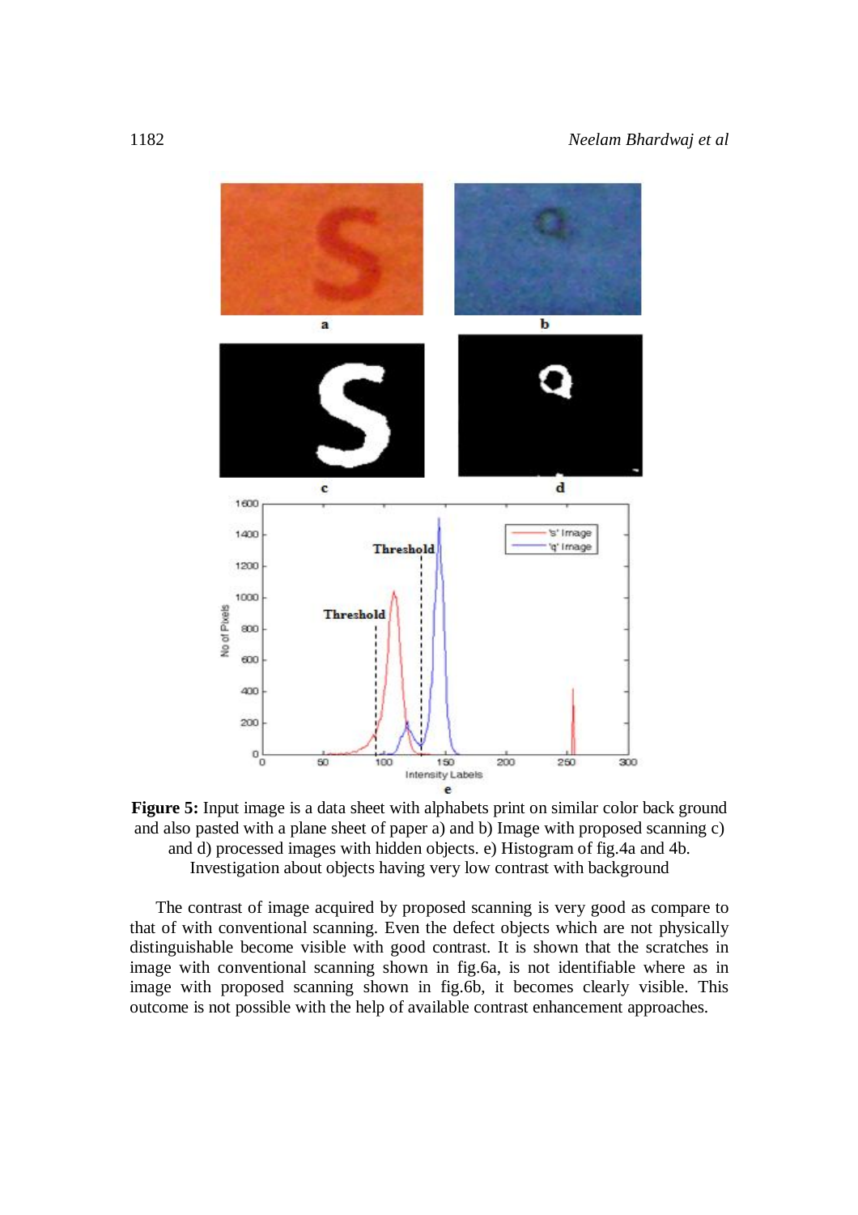**Figure 5:** Input image is a data sheet with alphabets print on similar color back ground and also pasted with a plane sheet of paper a) and b) Image with proposed scanning c) and d) processed images with hidden objects. e) Histogram of fig.4a and 4b. Investigation about objects having very low contrast with background

The contrast of image acquired by proposed scanning is very good as compare to that of with conventional scanning. Even the defect objects which are not physically distinguishable become visible with good contrast. It is shown that the scratches in image with conventional scanning shown in fig.6a, is not identifiable where as in image with proposed scanning shown in fig.6b, it becomes clearly visible. This outcome is not possible with the help of available contrast enhancement approaches.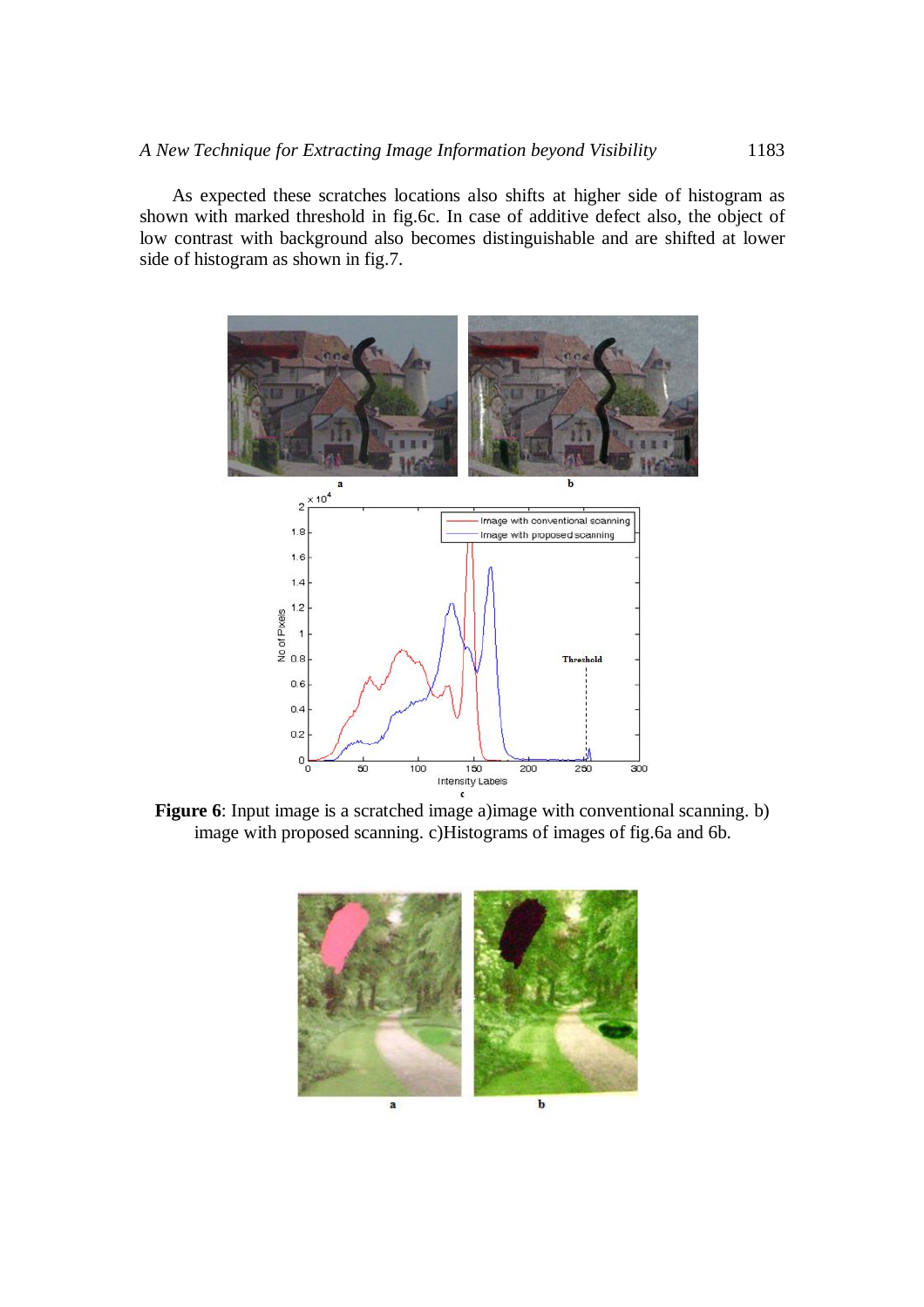As expected these scratches locations also shifts at higher side of histogram as shown with marked threshold in fig.6c. In case of additive defect also, the object of low contrast with background also becomes distinguishable and are shifted at lower side of histogram as shown in fig.7.

**Figure 6**: Input image is a scratched image a)image with conventional scanning. b) image with proposed scanning. c)Histograms of images of fig.6a and 6b.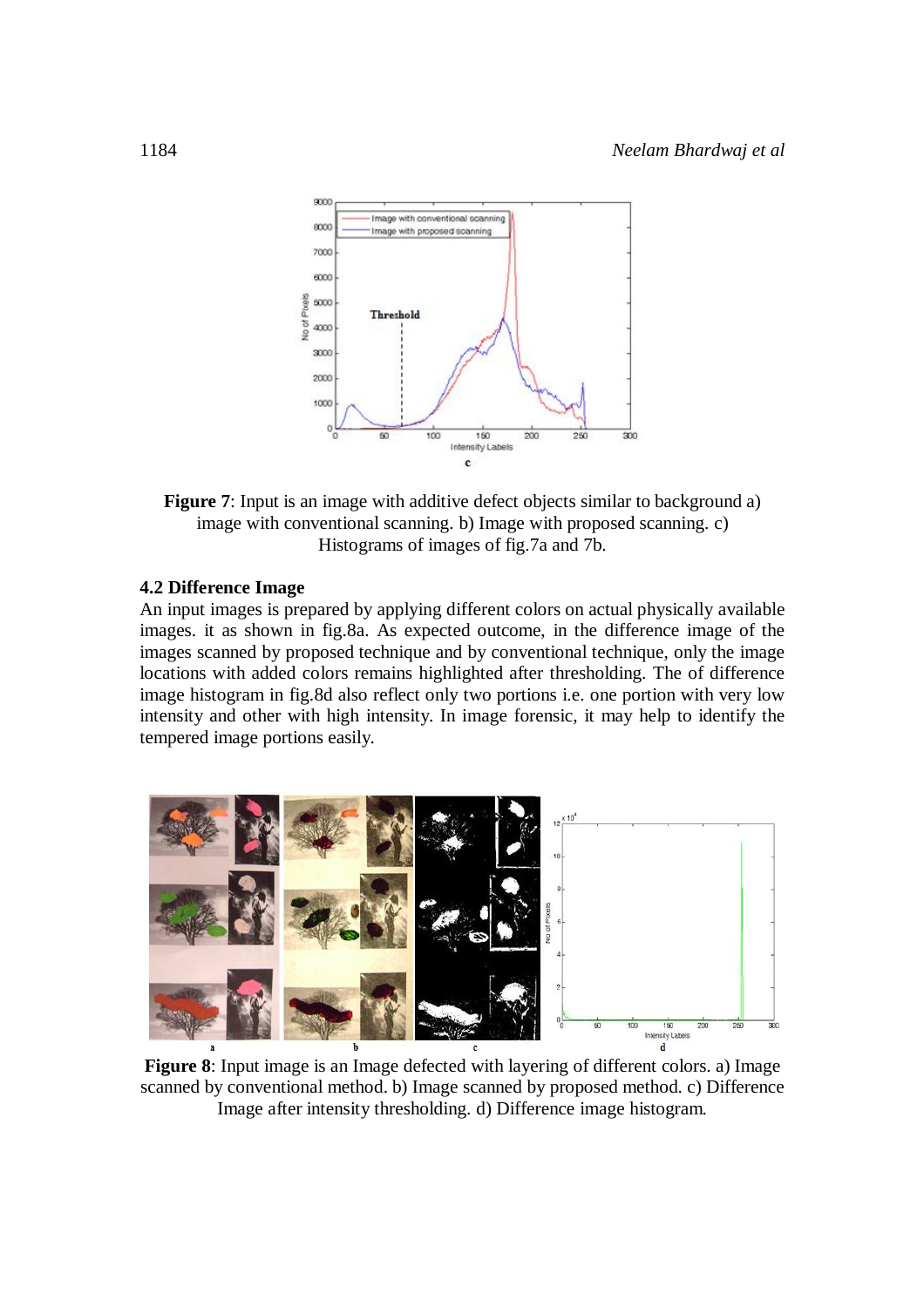**Figure 7**: Input is an image with additive defect objects similar to background a) image with conventional scanning. b) Image with proposed scanning. c) Histograms of images of fig.7a and 7b.

### 4.2 Difference Image

An input images is prepared by applying different colors on actual physically available images. it as shown in fig.8a. As expected outcome, in the difference image of the images scanned by proposed technique and by conventional technique, only the image locations with added colors remains highlighted after thresholding. The of difference image histogram in fig.8d also reflect only two portions i.e. one portion with very low intensity and other with high intensity. In image forensic, it may help to identify the tempered image portions easily.

**Figure 8**: Input image is an Image defected with layering of different colors. a) Image scanned by conventional method. b) Image scanned by proposed method. c) Difference Image after intensity thresholding. d) Difference image histogram.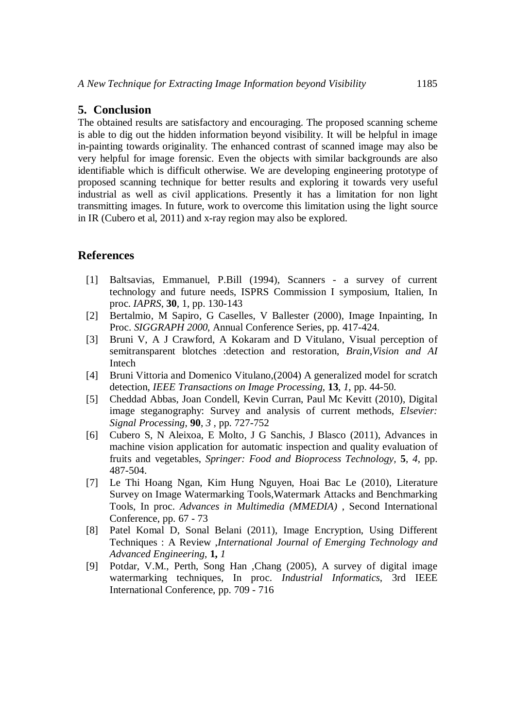## 5. Conclusion

The obtained results are satisfactory and encouraging. The proposed scanning scheme is able to dig out the hidden information beyond visibility. It will be helpful in image in-painting towards originality. The enhanced contrast of scanned image may also be very helpful for image forensic. Even the objects with similar backgrounds are also identifiable which is difficult otherwise. We are developing engineering prototype of proposed scanning technique for better results and exploring it towards very useful industrial as well as civil applications. Presently it has a limitation for non light transmitting images. In future, work to overcome this limitation using the light source in IR (Cubero et al, 2011) and x-ray region may also be explored.

## References

[1] Baltsavias, Emmanuel, P.Bill (1994), Scanners - a survey of current technology and future needs, ISPRS Commission I symposium, Italien, In proc. *IAPRS*, **30**, 1, pp. 130-143

[2] Bertalmio, M Sapiro, G Caselles, V Ballester (2000), Image Inpainting, In Proc. *SIGGRAPH 2000*, Annual Conference Series, pp. 417-424.

[3] Bruni V, A J Crawford, A Kokaram and D Vitulano, Visual perception of semitransparent blotches :detection and restoration, *Brain,Vision and AI* Intech

[4] Bruni Vittoria and Domenico Vitulano,(2004) A generalized model for scratch detection, *IEEE Transactions on Image Processing*, **13**, *1*, pp. 44-50.

[5] Cheddad Abbas, Joan Condell, Kevin Curran, Paul Mc Kevitt (2010), Digital image steganography: Survey and analysis of current methods, *Elsevier: Signal Processing*, **90**, *3* , pp. 727-752

[6] Cubero S, N Aleixoa, E Molto, J G Sanchis, J Blasco (2011), Advances in machine vision application for automatic inspection and quality evaluation of fruits and vegetables, *Springer: Food and Bioprocess Technology*, **5**, *4*, pp. 487-504.

[7] Le Thi Hoang Ngan, Kim Hung Nguyen, Hoai Bac Le (2010), Literature Survey on Image Watermarking Tools,Watermark Attacks and Benchmarking Tools, In proc. *Advances in Multimedia (MMEDIA)* , Second International Conference, pp. 67 - 73

[8] Patel Komal D, Sonal Belani (2011), Image Encryption, Using Different Techniques : A Review ,*International Journal of Emerging Technology and Advanced Engineering*, **1,** *1*

[9] Potdar, V.M., Perth, Song Han ,Chang (2005), A survey of digital image watermarking techniques, In proc. *Industrial Informatics*, 3rd IEEE International Conference, pp. 709 - 716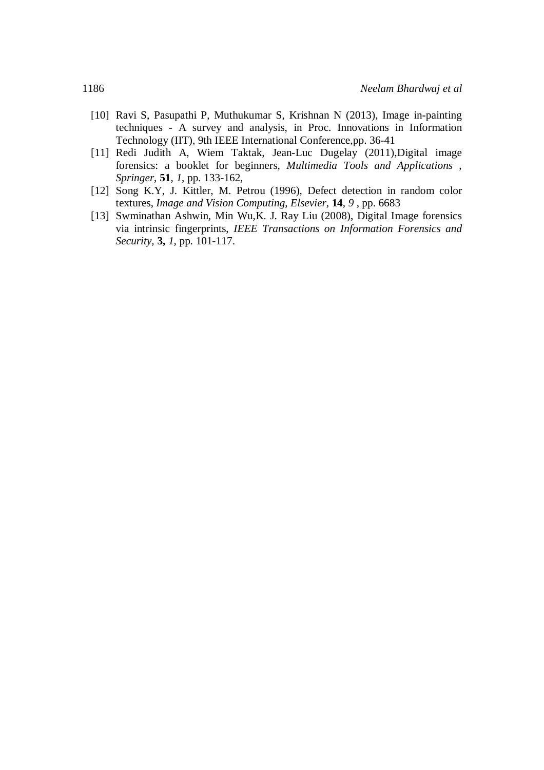[10] Ravi S, Pasupathi P, Muthukumar S, Krishnan N (2013), Image in-painting techniques - A survey and analysis, in Proc. Innovations in Information Technology (IIT), 9th IEEE International Conference,pp. 36-41

[11] Redi Judith A, Wiem Taktak, Jean-Luc Dugelay (2011),Digital image forensics: a booklet for beginners, *Multimedia Tools and Applications , Springer*, **51**, *1*, pp. 133-162,

[12] Song K.Y, J. Kittler, M. Petrou (1996), Defect detection in random color textures, *Image and Vision Computing, Elsevier*, **14**, *9* , pp. 6683

[13] Swminathan Ashwin, Min Wu,K. J. Ray Liu (2008), Digital Image forensics via intrinsic fingerprints, *IEEE Transactions on Information Forensics and Security,* **3,** *1*, pp. 101-117.